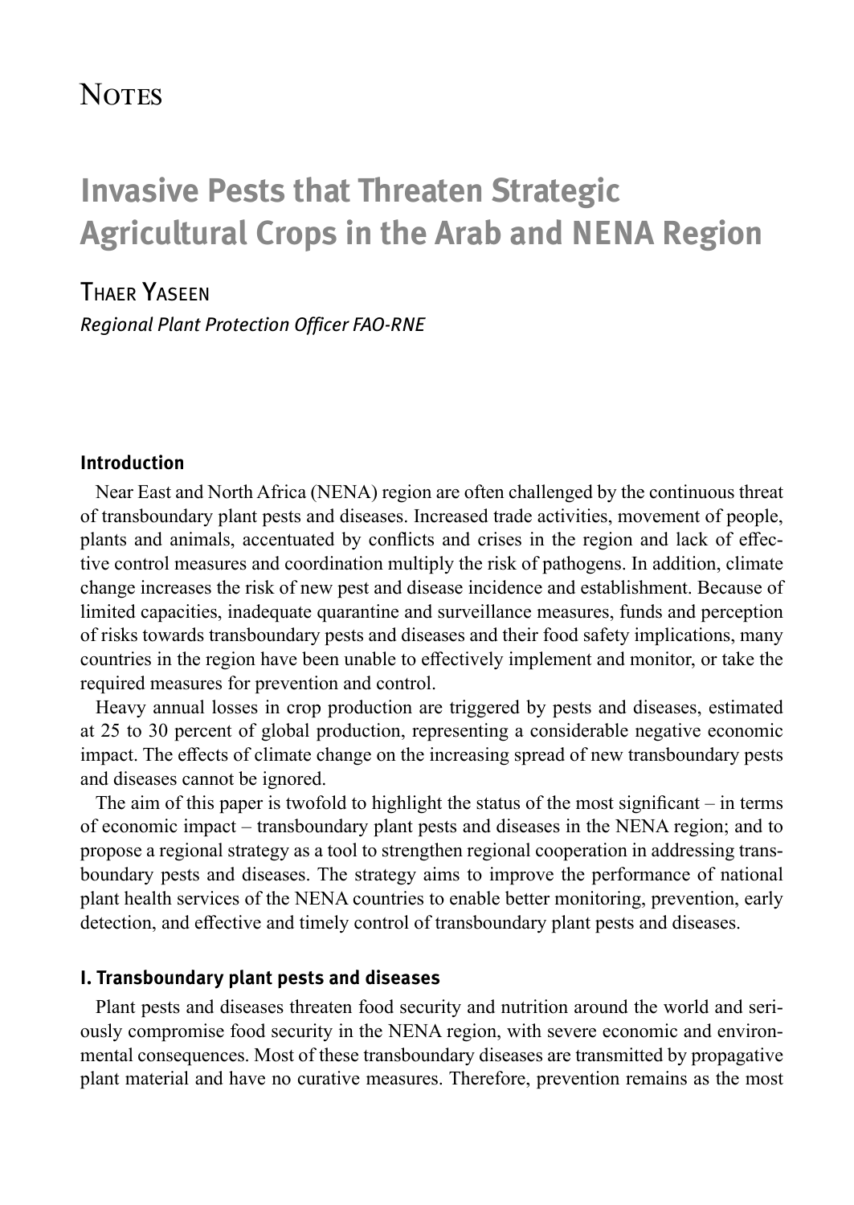# Notes

# Invasive Pests that Threaten Strategic Agricultural Crops in the Arab and NENA Region

Thaer Yaseen

*Regional Plant Protection Officer FAO-RNE*

## Introduction

Near East and North Africa (NENA) region are often challenged by the continuous threat of transboundary plant pests and diseases. Increased trade activities, movement of people, plants and animals, accentuated by conflicts and crises in the region and lack of effective control measures and coordination multiply the risk of pathogens. In addition, climate change increases the risk of new pest and disease incidence and establishment. Because of limited capacities, inadequate quarantine and surveillance measures, funds and perception of risks towards transboundary pests and diseases and their food safety implications, many countries in the region have been unable to effectively implement and monitor, or take the required measures for prevention and control.

Heavy annual losses in crop production are triggered by pests and diseases, estimated at 25 to 30 percent of global production, representing a considerable negative economic impact. The effects of climate change on the increasing spread of new transboundary pests and diseases cannot be ignored.

The aim of this paper is twofold to highlight the status of the most significant – in terms of economic impact – transboundary plant pests and diseases in the NENA region; and to propose a regional strategy as a tool to strengthen regional cooperation in addressing transboundary pests and diseases. The strategy aims to improve the performance of national plant health services of the NENA countries to enable better monitoring, prevention, early detection, and effective and timely control of transboundary plant pests and diseases.

## I. Transboundary plant pests and diseases

Plant pests and diseases threaten food security and nutrition around the world and seriously compromise food security in the NENA region, with severe economic and environmental consequences. Most of these transboundary diseases are transmitted by propagative plant material and have no curative measures. Therefore, prevention remains as the most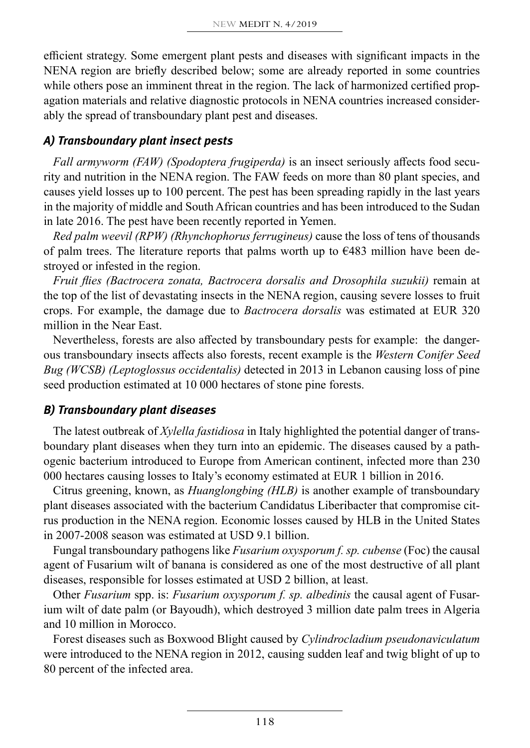efficient strategy. Some emergent plant pests and diseases with significant impacts in the NENA region are briefly described below; some are already reported in some countries while others pose an imminent threat in the region. The lack of harmonized certified propagation materials and relative diagnostic protocols in NENA countries increased considerably the spread of transboundary plant pest and diseases.

### *A) Transboundary plant insect pests*

*Fall armyworm (FAW) (Spodoptera frugiperda)* is an insect seriously affects food security and nutrition in the NENA region. The FAW feeds on more than 80 plant species, and causes yield losses up to 100 percent. The pest has been spreading rapidly in the last years in the majority of middle and South African countries and has been introduced to the Sudan in late 2016. The pest have been recently reported in Yemen.

*Red palm weevil (RPW) (Rhynchophorus ferrugineus)* cause the loss of tens of thousands of palm trees. The literature reports that palms worth up to €483 million have been destroyed or infested in the region.

*Fruit flies (Bactrocera zonata, Bactrocera dorsalis and Drosophila suzukii)* remain at the top of the list of devastating insects in the NENA region, causing severe losses to fruit crops. For example, the damage due to *Bactrocera dorsalis* was estimated at EUR 320 million in the Near East.

Nevertheless, forests are also affected by transboundary pests for example: the dangerous transboundary insects affects also forests, recent example is the *Western Conifer Seed Bug (WCSB) (Leptoglossus occidentalis)* detected in 2013 in Lebanon causing loss of pine seed production estimated at 10 000 hectares of stone pine forests.

### *B) Transboundary plant diseases*

The latest outbreak of *Xylella fastidiosa* in Italy highlighted the potential danger of transboundary plant diseases when they turn into an epidemic. The diseases caused by a pathogenic bacterium introduced to Europe from American continent, infected more than 230 000 hectares causing losses to Italy's economy estimated at EUR 1 billion in 2016.

Citrus greening, known, as *Huanglongbing (HLB)* is another example of transboundary plant diseases associated with the bacterium Candidatus Liberibacter that compromise citrus production in the NENA region. Economic losses caused by HLB in the United States in 2007-2008 season was estimated at USD 9.1 billion.

Fungal transboundary pathogens like *Fusarium oxysporum f. sp. cubense* (Foc) the causal agent of Fusarium wilt of banana is considered as one of the most destructive of all plant diseases, responsible for losses estimated at USD 2 billion, at least.

Other *Fusarium* spp. is: *Fusarium oxysporum f. sp. albedinis* the causal agent of Fusarium wilt of date palm (or Bayoudh), which destroyed 3 million date palm trees in Algeria and 10 million in Morocco.

Forest diseases such as Boxwood Blight caused by *Cylindrocladium pseudonaviculatum* were introduced to the NENA region in 2012, causing sudden leaf and twig blight of up to 80 percent of the infected area.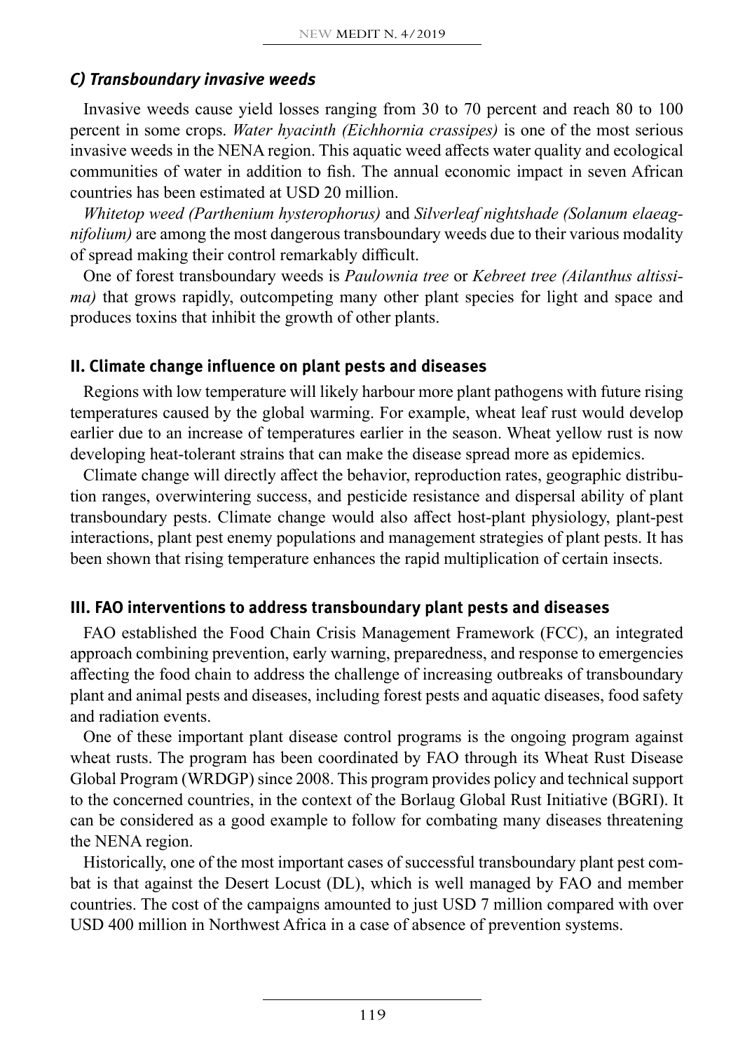### *C) Transboundary invasive weeds*

Invasive weeds cause yield losses ranging from 30 to 70 percent and reach 80 to 100 percent in some crops. *Water hyacinth (Eichhornia crassipes)* is one of the most serious invasive weeds in the NENA region. This aquatic weed affects water quality and ecological communities of water in addition to fish. The annual economic impact in seven African countries has been estimated at USD 20 million.

*Whitetop weed (Parthenium hysterophorus)* and *Silverleaf nightshade (Solanum elaeagnifolium)* are among the most dangerous transboundary weeds due to their various modality of spread making their control remarkably difficult.

One of forest transboundary weeds is *Paulownia tree* or *Kebreet tree (Ailanthus altissima)* that grows rapidly, outcompeting many other plant species for light and space and produces toxins that inhibit the growth of other plants.

## II. Climate change influence on plant pests and diseases

Regions with low temperature will likely harbour more plant pathogens with future rising temperatures caused by the global warming. For example, wheat leaf rust would develop earlier due to an increase of temperatures earlier in the season. Wheat yellow rust is now developing heat-tolerant strains that can make the disease spread more as epidemics.

Climate change will directly affect the behavior, reproduction rates, geographic distribution ranges, overwintering success, and pesticide resistance and dispersal ability of plant transboundary pests. Climate change would also affect host-plant physiology, plant-pest interactions, plant pest enemy populations and management strategies of plant pests. It has been shown that rising temperature enhances the rapid multiplication of certain insects.

## III. FAO interventions to address transboundary plant pests and diseases

FAO established the Food Chain Crisis Management Framework (FCC), an integrated approach combining prevention, early warning, preparedness, and response to emergencies affecting the food chain to address the challenge of increasing outbreaks of transboundary plant and animal pests and diseases, including forest pests and aquatic diseases, food safety and radiation events.

One of these important plant disease control programs is the ongoing program against wheat rusts. The program has been coordinated by FAO through its Wheat Rust Disease Global Program (WRDGP) since 2008. This program provides policy and technical support to the concerned countries, in the context of the Borlaug Global Rust Initiative (BGRI). It can be considered as a good example to follow for combating many diseases threatening the NENA region.

Historically, one of the most important cases of successful transboundary plant pest combat is that against the Desert Locust (DL), which is well managed by FAO and member countries. The cost of the campaigns amounted to just USD 7 million compared with over USD 400 million in Northwest Africa in a case of absence of prevention systems.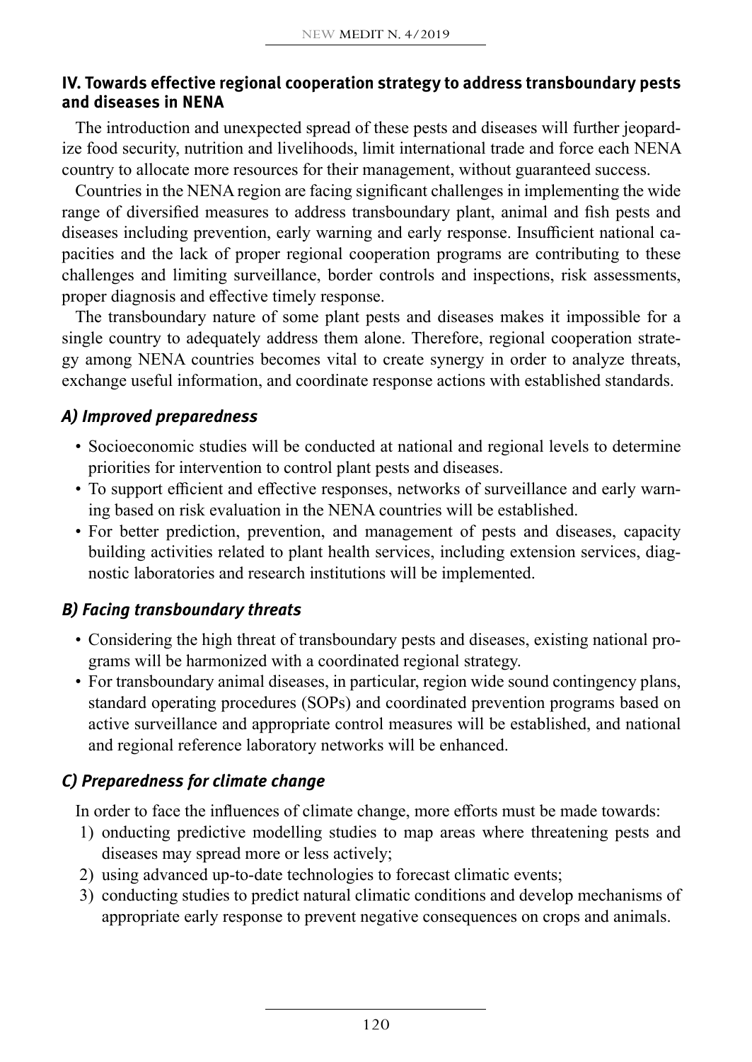## IV. Towards effective regional cooperation strategy to address transboundary pests and diseases in NENA

The introduction and unexpected spread of these pests and diseases will further jeopardize food security, nutrition and livelihoods, limit international trade and force each NENA country to allocate more resources for their management, without guaranteed success.

Countries in the NENA region are facing significant challenges in implementing the wide range of diversified measures to address transboundary plant, animal and fish pests and diseases including prevention, early warning and early response. Insufficient national capacities and the lack of proper regional cooperation programs are contributing to these challenges and limiting surveillance, border controls and inspections, risk assessments, proper diagnosis and effective timely response.

The transboundary nature of some plant pests and diseases makes it impossible for a single country to adequately address them alone. Therefore, regional cooperation strategy among NENA countries becomes vital to create synergy in order to analyze threats, exchange useful information, and coordinate response actions with established standards.

### *A) Improved preparedness*

- Socioeconomic studies will be conducted at national and regional levels to determine priorities for intervention to control plant pests and diseases.
- To support efficient and effective responses, networks of surveillance and early warning based on risk evaluation in the NENA countries will be established.
- For better prediction, prevention, and management of pests and diseases, capacity building activities related to plant health services, including extension services, diagnostic laboratories and research institutions will be implemented.

### *B) Facing transboundary threats*

- Considering the high threat of transboundary pests and diseases, existing national programs will be harmonized with a coordinated regional strategy.
- For transboundary animal diseases, in particular, region wide sound contingency plans, standard operating procedures (SOPs) and coordinated prevention programs based on active surveillance and appropriate control measures will be established, and national and regional reference laboratory networks will be enhanced.

### *C) Preparedness for climate change*

In order to face the influences of climate change, more efforts must be made towards:

1) onducting predictive modelling studies to map areas where threatening pests and diseases may spread more or less actively;
2) using advanced up-to-date technologies to forecast climatic events;
3) conducting studies to predict natural climatic conditions and develop mechanisms of appropriate early response to prevent negative consequences on crops and animals.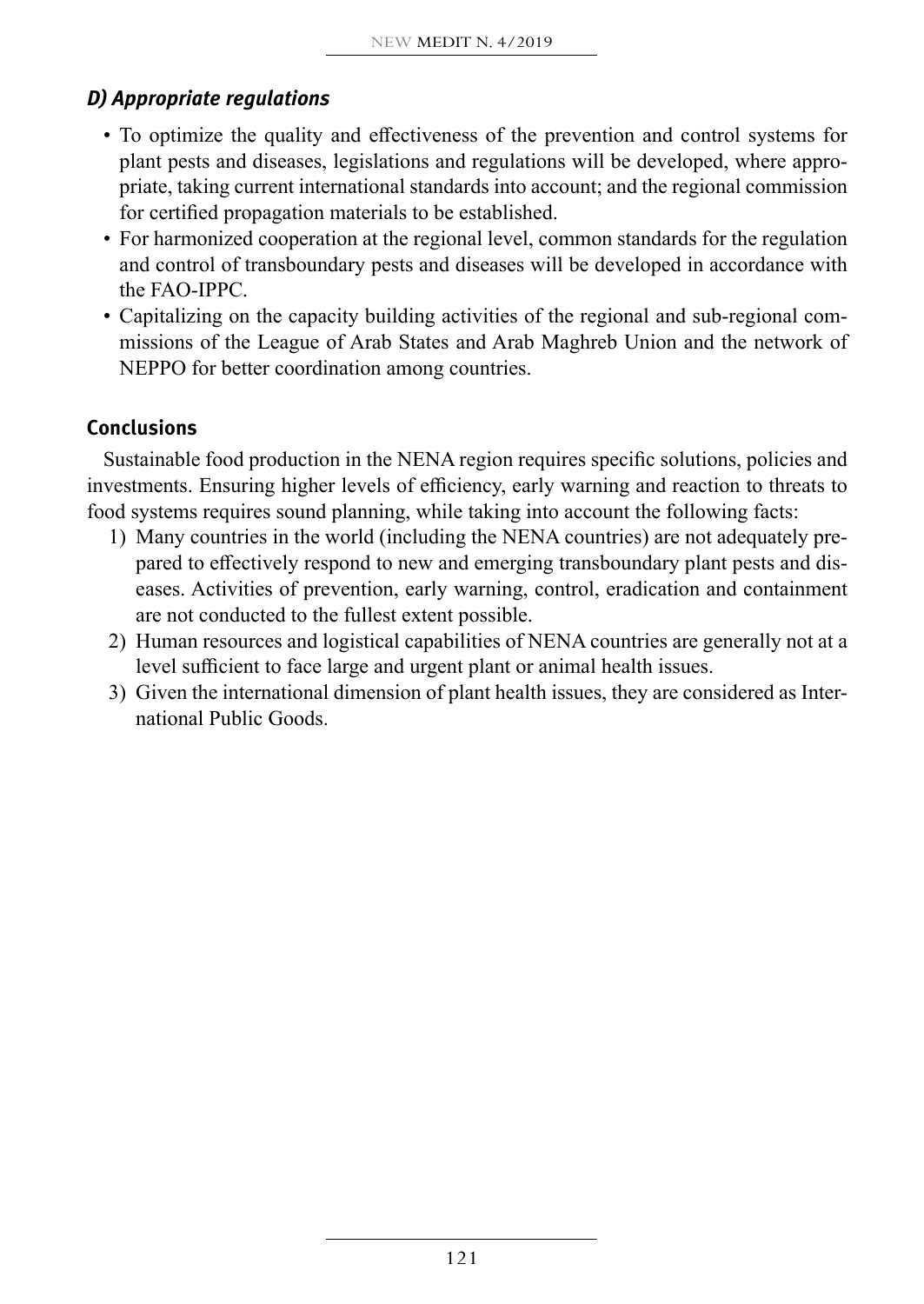### *D) Appropriate regulations*

- To optimize the quality and effectiveness of the prevention and control systems for plant pests and diseases, legislations and regulations will be developed, where appropriate, taking current international standards into account; and the regional commission for certified propagation materials to be established.
- For harmonized cooperation at the regional level, common standards for the regulation and control of transboundary pests and diseases will be developed in accordance with the FAO-IPPC.
- Capitalizing on the capacity building activities of the regional and sub-regional commissions of the League of Arab States and Arab Maghreb Union and the network of NEPPO for better coordination among countries.

## Conclusions

Sustainable food production in the NENA region requires specific solutions, policies and investments. Ensuring higher levels of efficiency, early warning and reaction to threats to food systems requires sound planning, while taking into account the following facts:

1) Many countries in the world (including the NENA countries) are not adequately prepared to effectively respond to new and emerging transboundary plant pests and diseases. Activities of prevention, early warning, control, eradication and containment are not conducted to the fullest extent possible.
2) Human resources and logistical capabilities of NENA countries are generally not at a level sufficient to face large and urgent plant or animal health issues.
3) Given the international dimension of plant health issues, they are considered as International Public Goods.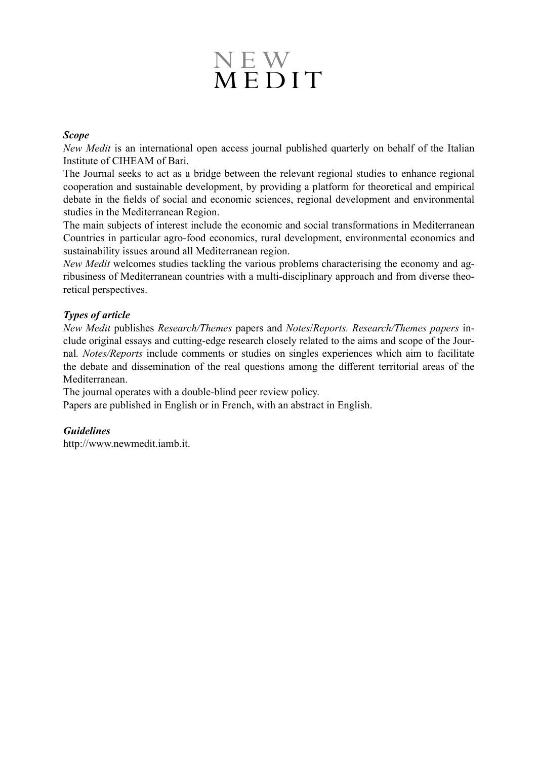# NEW MEDIT

***Scope***

*New Medit* is an international open access journal published quarterly on behalf of the Italian Institute of CIHEAM of Bari.

The Journal seeks to act as a bridge between the relevant regional studies to enhance regional cooperation and sustainable development, by providing a platform for theoretical and empirical debate in the fields of social and economic sciences, regional development and environmental studies in the Mediterranean Region.

The main subjects of interest include the economic and social transformations in Mediterranean Countries in particular agro-food economics, rural development, environmental economics and sustainability issues around all Mediterranean region.

*New Medit* welcomes studies tackling the various problems characterising the economy and agribusiness of Mediterranean countries with a multi-disciplinary approach and from diverse theoretical perspectives.

***Types of article***

*New Medit* publishes *Research/Themes* papers and *Notes/Reports*. *Research/Themes papers* include original essays and cutting-edge research closely related to the aims and scope of the Journal. *Notes/Reports* include comments or studies on singles experiences which aim to facilitate the debate and dissemination of the real questions among the different territorial areas of the Mediterranean.

The journal operates with a double-blind peer review policy.

Papers are published in English or in French, with an abstract in English.

***Guidelines***

http://www.newmedit.iamb.it.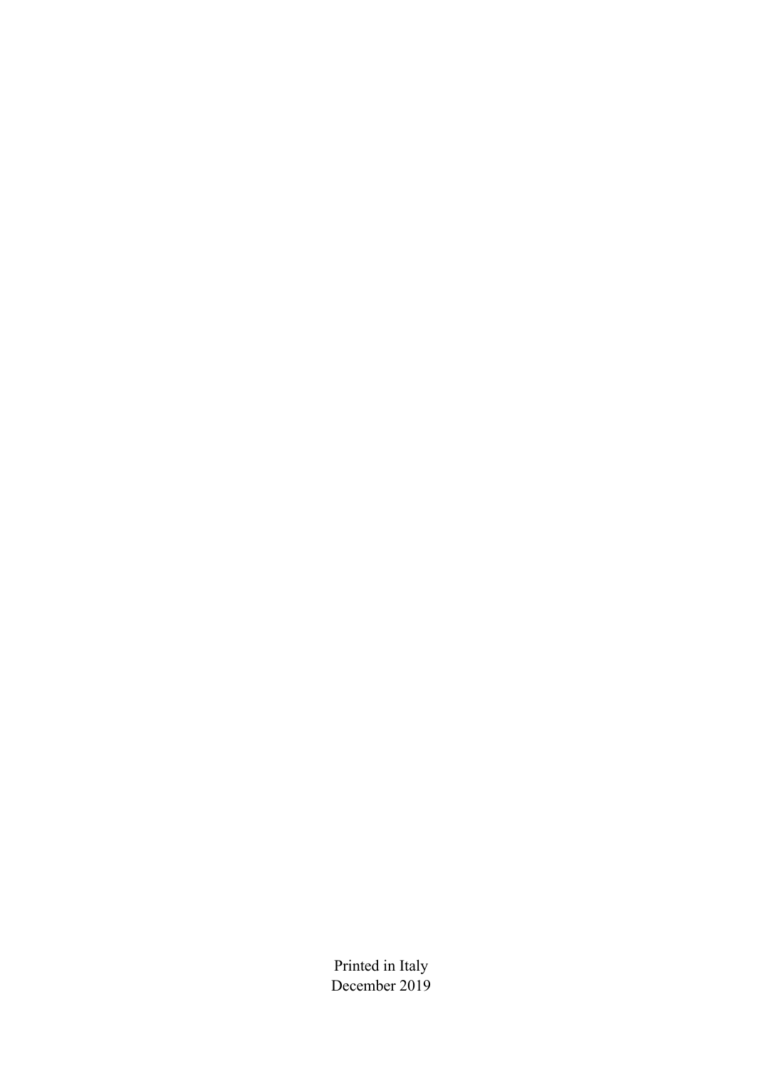Printed in Italy
December 2019